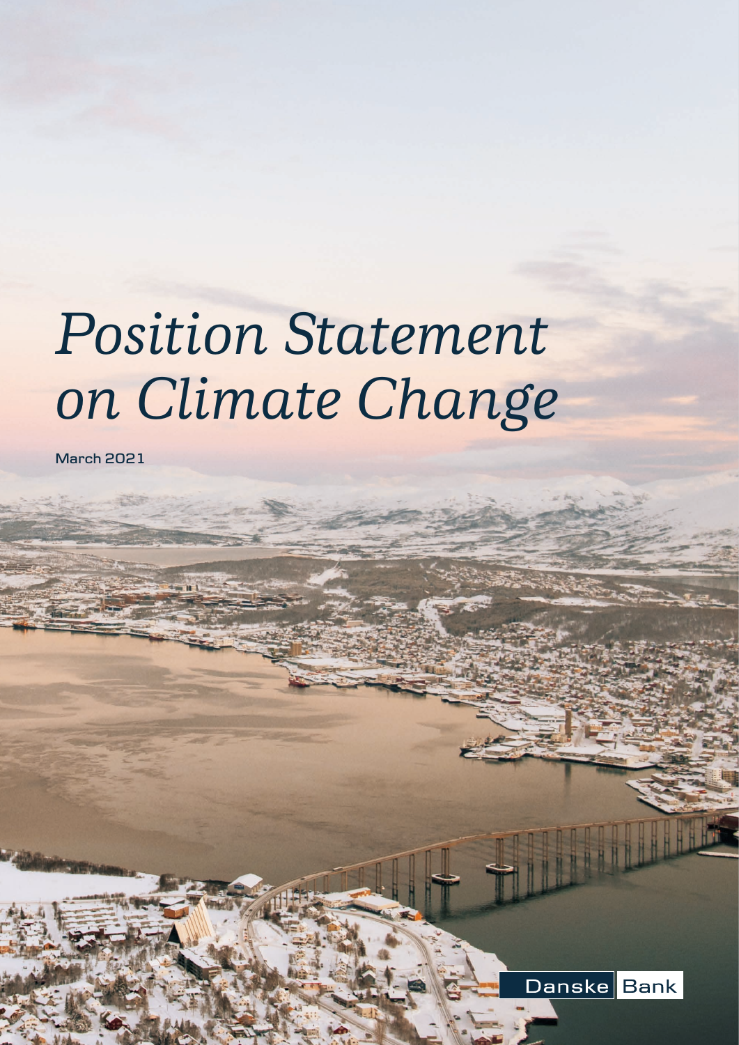# *Position Statement on Climate Change*

March 2021

Danske Bank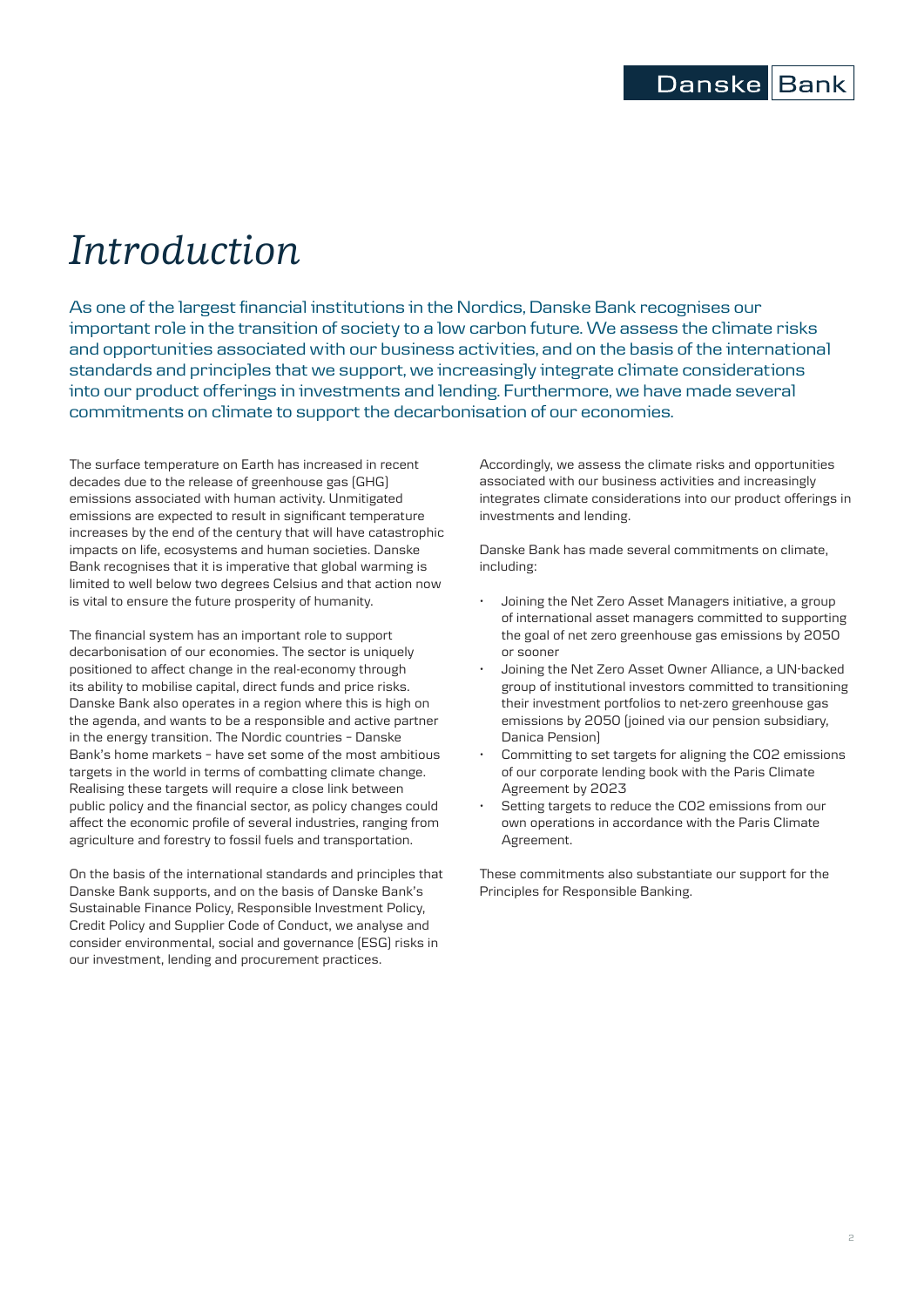// Introduction

As one of the largest financial institutions in the Nordics, Danske Bank recognises our important role in the transition of society to a low carbon future. We assess the climate risks and opportunities associated with our business activities, and on the basis of the international standards and principles that we support, we increasingly integrate climate considerations into our product offerings in investments and lending. Furthermore, we have made several commitments on climate to support the decarbonisation of our economies.

The surface temperature on Earth has increased in recent decades due to the release of greenhouse gas (GHG) emissions associated with human activity. Unmitigated emissions are expected to result in significant temperature increases by the end of the century that will have catastrophic impacts on life, ecosystems and human societies. Danske Bank recognises that it is imperative that global warming is limited to well below two degrees Celsius and that action now is vital to ensure the future prosperity of humanity.

The financial system has an important role to support decarbonisation of our economies. The sector is uniquely positioned to affect change in the real-economy through its ability to mobilise capital, direct funds and price risks. Danske Bank also operates in a region where this is high on the agenda, and wants to be a responsible and active partner in the energy transition. The Nordic countries – Danske Bank's home markets – have set some of the most ambitious targets in the world in terms of combatting climate change. Realising these targets will require a close link between public policy and the financial sector, as policy changes could affect the economic profile of several industries, ranging from agriculture and forestry to fossil fuels and transportation.

On the basis of the international standards and principles that Danske Bank supports, and on the basis of Danske Bank's Sustainable Finance Policy, Responsible Investment Policy, Credit Policy and Supplier Code of Conduct, we analyse and consider environmental, social and governance (ESG) risks in our investment, lending and procurement practices.

Accordingly, we assess the climate risks and opportunities associated with our business activities and increasingly integrates climate considerations into our product offerings in investments and lending.

Danske Bank has made several commitments on climate, including:

- Joining the Net Zero Asset Managers initiative, a group of international asset managers committed to supporting the goal of net zero greenhouse gas emissions by 2050 or sooner
- Joining the Net Zero Asset Owner Alliance, a UN-backed group of institutional investors committed to transitioning their investment portfolios to net-zero greenhouse gas emissions by 2050 (joined via our pension subsidiary, Danica Pension)
- Committing to set targets for aligning the CO2 emissions of our corporate lending book with the Paris Climate Agreement by 2023
- Setting targets to reduce the CO2 emissions from our own operations in accordance with the Paris Climate Agreement.

These commitments also substantiate our support for the Principles for Responsible Banking.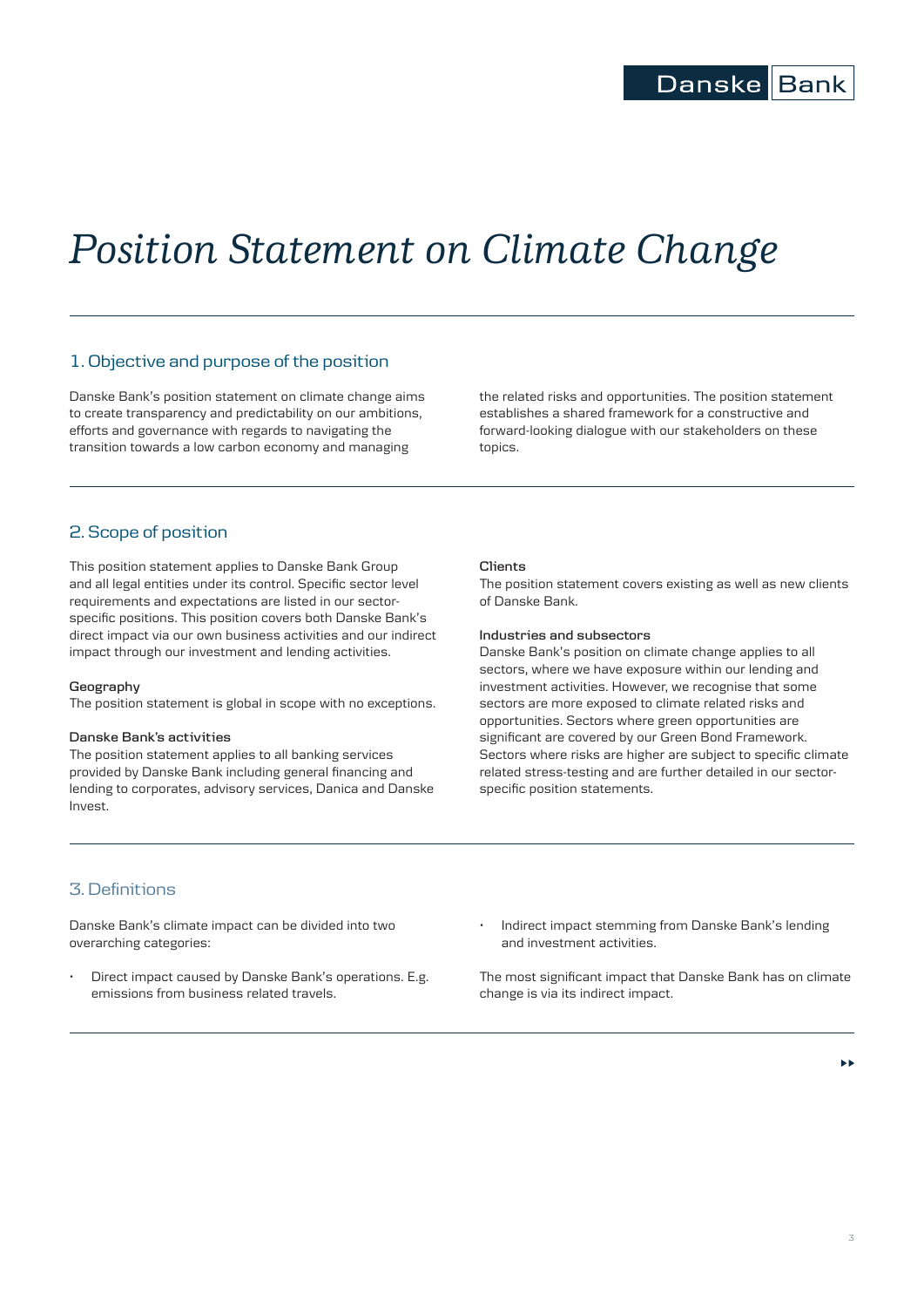# Position Statement on Climate Change

## 1. Objective and purpose of the position

Danske Bank's position statement on climate change aims to create transparency and predictability on our ambitions, efforts and governance with regards to navigating the transition towards a low carbon economy and managing the related risks and opportunities. The position statement establishes a shared framework for a constructive and forward-looking dialogue with our stakeholders on these topics.

## 2. Scope of position

This position statement applies to Danske Bank Group and all legal entities under its control. Specific sector level requirements and expectations are listed in our sector-specific positions. This position covers both Danske Bank's direct impact via our own business activities and our indirect impact through our investment and lending activities.

**Geography**
The position statement is global in scope with no exceptions.

**Danske Bank's activities**
The position statement applies to all banking services provided by Danske Bank including general financing and lending to corporates, advisory services, Danica and Danske Invest.

**Clients**
The position statement covers existing as well as new clients of Danske Bank.

**Industries and subsectors**
Danske Bank's position on climate change applies to all sectors, where we have exposure within our lending and investment activities. However, we recognise that some sectors are more exposed to climate related risks and opportunities. Sectors where green opportunities are significant are covered by our Green Bond Framework. Sectors where risks are higher are subject to specific climate related stress-testing and are further detailed in our sector-specific position statements.

## 3. Definitions

Danske Bank's climate impact can be divided into two overarching categories:

- Direct impact caused by Danske Bank's operations. E.g. emissions from business related travels.
- Indirect impact stemming from Danske Bank's lending and investment activities.

The most significant impact that Danske Bank has on climate change is via its indirect impact.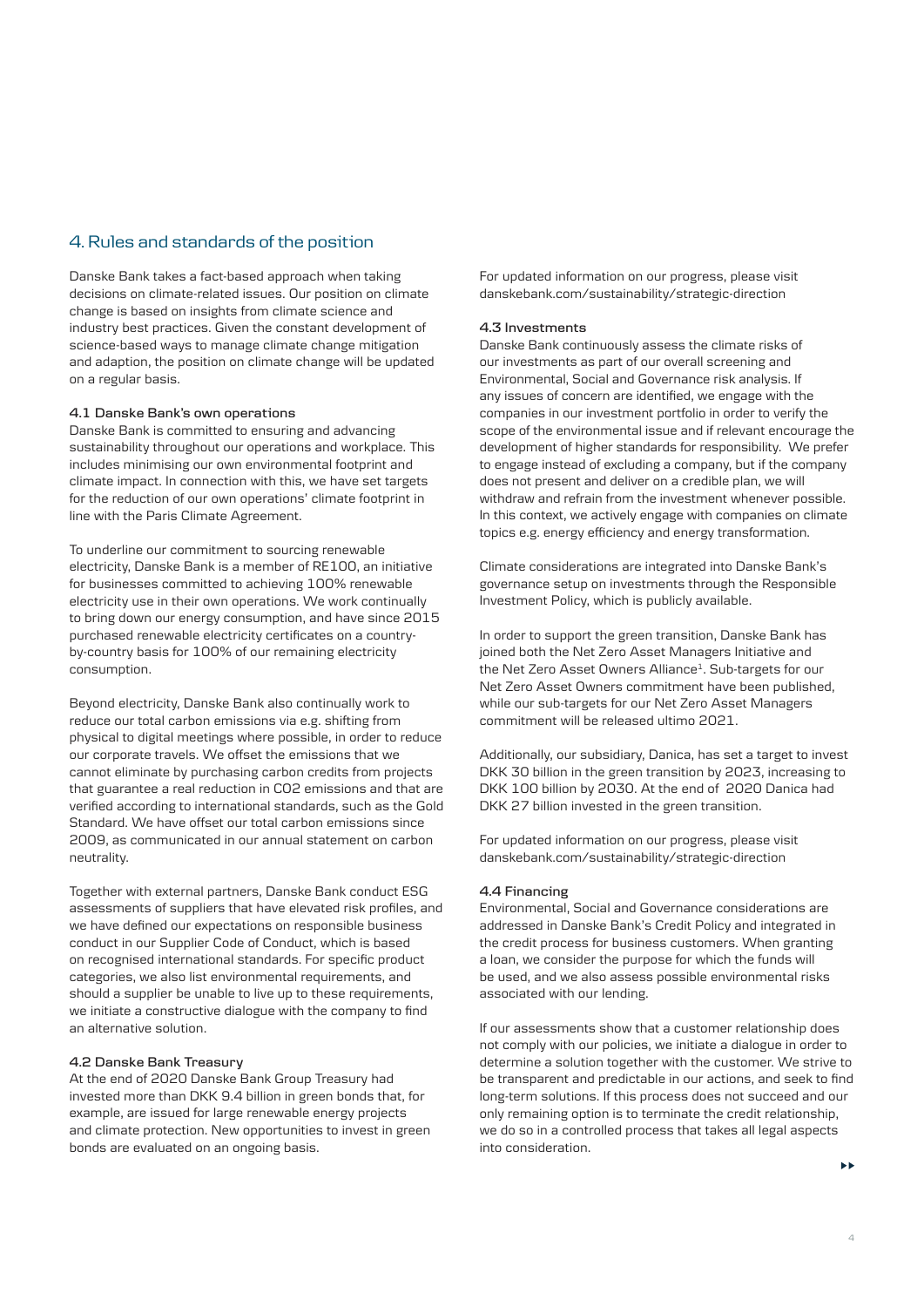## 4. Rules and standards of the position

Danske Bank takes a fact-based approach when taking decisions on climate-related issues. Our position on climate change is based on insights from climate science and industry best practices. Given the constant development of science-based ways to manage climate change mitigation and adaption, the position on climate change will be updated on a regular basis.

### 4.1 Danske Bank's own operations

Danske Bank is committed to ensuring and advancing sustainability throughout our operations and workplace. This includes minimising our own environmental footprint and climate impact. In connection with this, we have set targets for the reduction of our own operations' climate footprint in line with the Paris Climate Agreement.

To underline our commitment to sourcing renewable electricity, Danske Bank is a member of RE100, an initiative for businesses committed to achieving 100% renewable electricity use in their own operations. We work continually to bring down our energy consumption, and have since 2015 purchased renewable electricity certificates on a country-by-country basis for 100% of our remaining electricity consumption.

Beyond electricity, Danske Bank also continually work to reduce our total carbon emissions via e.g. shifting from physical to digital meetings where possible, in order to reduce our corporate travels. We offset the emissions that we cannot eliminate by purchasing carbon credits from projects that guarantee a real reduction in $CO_2$ emissions and that are verified according to international standards, such as the Gold Standard. We have offset our total carbon emissions since 2009, as communicated in our annual statement on carbon neutrality.

Together with external partners, Danske Bank conduct ESG assessments of suppliers that have elevated risk profiles, and we have defined our expectations on responsible business conduct in our Supplier Code of Conduct, which is based on recognised international standards. For specific product categories, we also list environmental requirements, and should a supplier be unable to live up to these requirements, we initiate a constructive dialogue with the company to find an alternative solution.

### 4.2 Danske Bank Treasury

At the end of 2020 Danske Bank Group Treasury had invested more than DKK 9.4 billion in green bonds that, for example, are issued for large renewable energy projects and climate protection. New opportunities to invest in green bonds are evaluated on an ongoing basis.

For updated information on our progress, please visit danskebank.com/sustainability/strategic-direction

### 4.3 Investments

Danske Bank continuously assess the climate risks of our investments as part of our overall screening and Environmental, Social and Governance risk analysis. If any issues of concern are identified, we engage with the companies in our investment portfolio in order to verify the scope of the environmental issue and if relevant encourage the development of higher standards for responsibility. We prefer to engage instead of excluding a company, but if the company does not present and deliver on a credible plan, we will withdraw and refrain from the investment whenever possible. In this context, we actively engage with companies on climate topics e.g. energy efficiency and energy transformation.

Climate considerations are integrated into Danske Bank's governance setup on investments through the Responsible Investment Policy, which is publicly available.

In order to support the green transition, Danske Bank has joined both the Net Zero Asset Managers Initiative and the Net Zero Asset Owners Alliance[1]. Sub-targets for our Net Zero Asset Owners commitment have been published, while our sub-targets for our Net Zero Asset Managers commitment will be released ultimo 2021.

Additionally, our subsidiary, Danica, has set a target to invest DKK 30 billion in the green transition by 2023, increasing to DKK 100 billion by 2030. At the end of 2020 Danica had DKK 27 billion invested in the green transition.

For updated information on our progress, please visit danskebank.com/sustainability/strategic-direction

### 4.4 Financing

Environmental, Social and Governance considerations are addressed in Danske Bank's Credit Policy and integrated in the credit process for business customers. When granting a loan, we consider the purpose for which the funds will be used, and we also assess possible environmental risks associated with our lending.

If our assessments show that a customer relationship does not comply with our policies, we initiate a dialogue in order to determine a solution together with the customer. We strive to be transparent and predictable in our actions, and seek to find long-term solutions. If this process does not succeed and our only remaining option is to terminate the credit relationship, we do so in a controlled process that takes all legal aspects into consideration.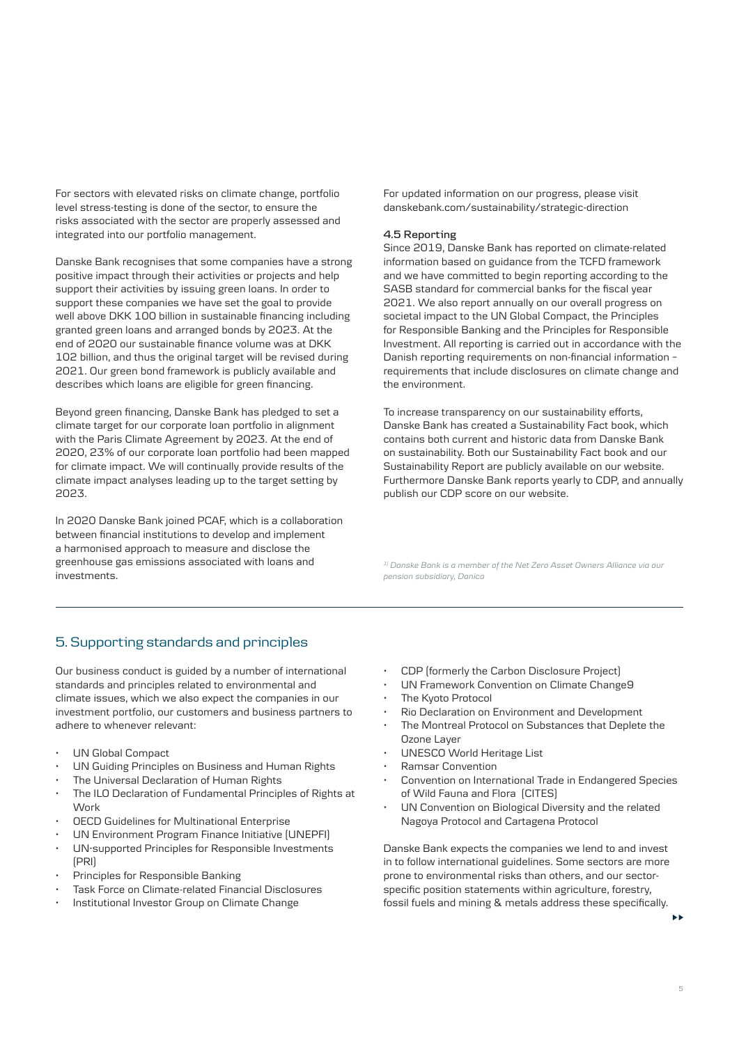For sectors with elevated risks on climate change, portfolio level stress-testing is done of the sector, to ensure the risks associated with the sector are properly assessed and integrated into our portfolio management.

Danske Bank recognises that some companies have a strong positive impact through their activities or projects and help support their activities by issuing green loans. In order to support these companies we have set the goal to provide well above DKK 100 billion in sustainable financing including granted green loans and arranged bonds by 2023. At the end of 2020 our sustainable finance volume was at DKK 102 billion, and thus the original target will be revised during 2021. Our green bond framework is publicly available and describes which loans are eligible for green financing.

Beyond green financing, Danske Bank has pledged to set a climate target for our corporate loan portfolio in alignment with the Paris Climate Agreement by 2023. At the end of 2020, 23% of our corporate loan portfolio had been mapped for climate impact. We will continually provide results of the climate impact analyses leading up to the target setting by 2023.

In 2020 Danske Bank joined PCAF, which is a collaboration between financial institutions to develop and implement a harmonised approach to measure and disclose the greenhouse gas emissions associated with loans and investments.

For updated information on our progress, please visit danskebank.com/sustainability/strategic-direction

**4.5 Reporting**

Since 2019, Danske Bank has reported on climate-related information based on guidance from the TCFD framework and we have committed to begin reporting according to the SASB standard for commercial banks for the fiscal year 2021. We also report annually on our overall progress on societal impact to the UN Global Compact, the Principles for Responsible Banking and the Principles for Responsible Investment. All reporting is carried out in accordance with the Danish reporting requirements on non-financial information – requirements that include disclosures on climate change and the environment.

To increase transparency on our sustainability efforts, Danske Bank has created a Sustainability Fact book, which contains both current and historic data from Danske Bank on sustainability. Both our Sustainability Fact book and our Sustainability Report are publicly available on our website. Furthermore Danske Bank reports yearly to CDP, and annually publish our CDP score on our website.

*[1] Danske Bank is a member of the Net Zero Asset Owners Alliance via our pension subsidiary, Danica*

## 5. Supporting standards and principles

Our business conduct is guided by a number of international standards and principles related to environmental and climate issues, which we also expect the companies in our investment portfolio, our customers and business partners to adhere to whenever relevant:

- UN Global Compact
- UN Guiding Principles on Business and Human Rights
- The Universal Declaration of Human Rights
- The ILO Declaration of Fundamental Principles of Rights at Work
- OECD Guidelines for Multinational Enterprise
- UN Environment Program Finance Initiative (UNEPFI)
- UN-supported Principles for Responsible Investments (PRI)
- Principles for Responsible Banking
- Task Force on Climate-related Financial Disclosures
- Institutional Investor Group on Climate Change
- CDP (formerly the Carbon Disclosure Project)
- UN Framework Convention on Climate Change9
- The Kyoto Protocol
- Rio Declaration on Environment and Development
- The Montreal Protocol on Substances that Deplete the Ozone Layer
- UNESCO World Heritage List
- Ramsar Convention
- Convention on International Trade in Endangered Species of Wild Fauna and Flora (CITES)
- UN Convention on Biological Diversity and the related Nagoya Protocol and Cartagena Protocol

Danske Bank expects the companies we lend to and invest in to follow international guidelines. Some sectors are more prone to environmental risks than others, and our sector-specific position statements within agriculture, forestry, fossil fuels and mining & metals address these specifically.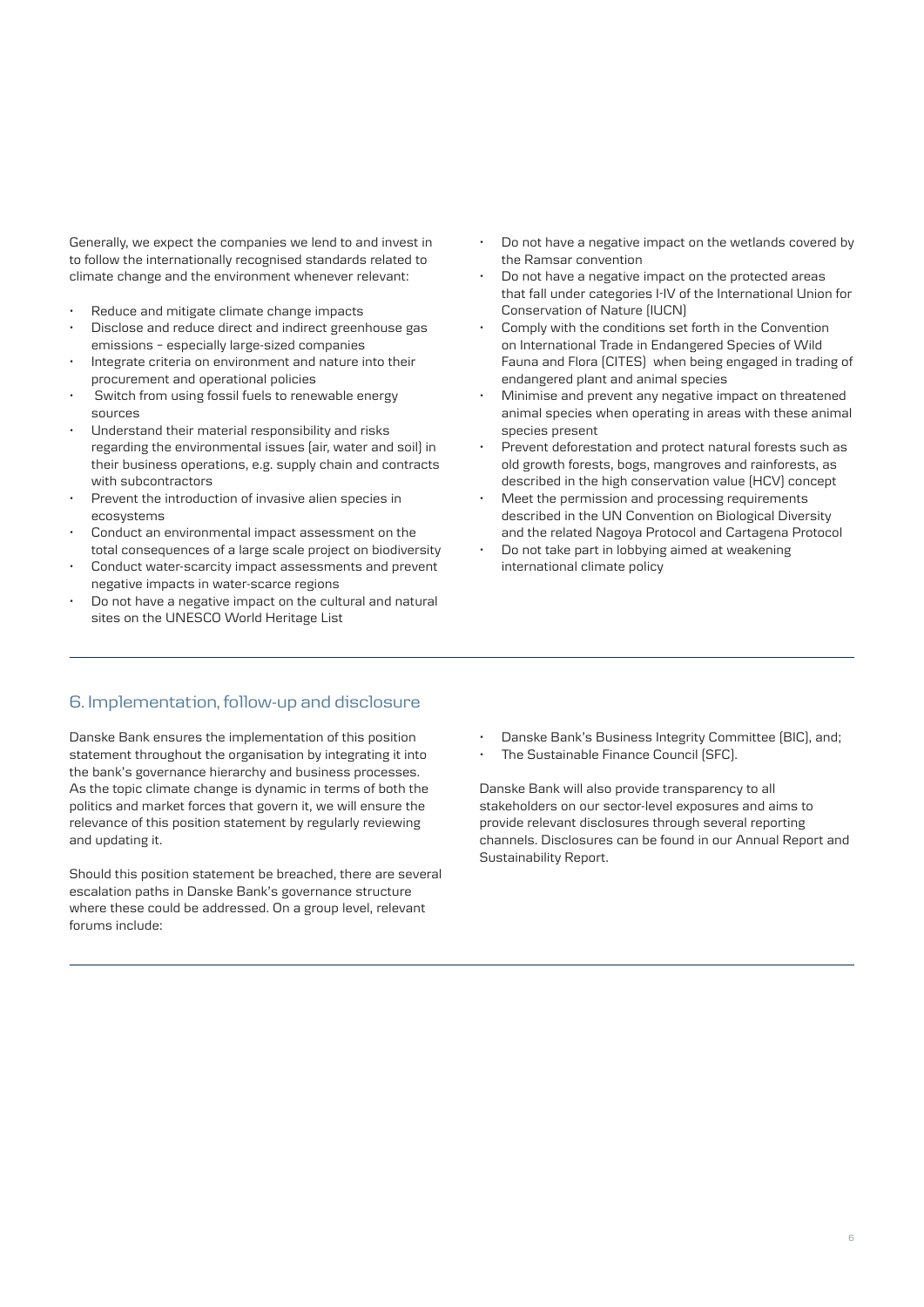Generally, we expect the companies we lend to and invest in to follow the internationally recognised standards related to climate change and the environment whenever relevant:

- Reduce and mitigate climate change impacts
- Disclose and reduce direct and indirect greenhouse gas emissions – especially large-sized companies
- Integrate criteria on environment and nature into their procurement and operational policies
- Switch from using fossil fuels to renewable energy sources
- Understand their material responsibility and risks regarding the environmental issues (air, water and soil) in their business operations, e.g. supply chain and contracts with subcontractors
- Prevent the introduction of invasive alien species in ecosystems
- Conduct an environmental impact assessment on the total consequences of a large scale project on biodiversity
- Conduct water-scarcity impact assessments and prevent negative impacts in water-scarce regions
- Do not have a negative impact on the cultural and natural sites on the UNESCO World Heritage List
- Do not have a negative impact on the wetlands covered by the Ramsar convention
- Do not have a negative impact on the protected areas that fall under categories I-IV of the International Union for Conservation of Nature (IUCN)
- Comply with the conditions set forth in the Convention on International Trade in Endangered Species of Wild Fauna and Flora (CITES) when being engaged in trading of endangered plant and animal species
- Minimise and prevent any negative impact on threatened animal species when operating in areas with these animal species present
- Prevent deforestation and protect natural forests such as old growth forests, bogs, mangroves and rainforests, as described in the high conservation value (HCV) concept
- Meet the permission and processing requirements described in the UN Convention on Biological Diversity and the related Nagoya Protocol and Cartagena Protocol
- Do not take part in lobbying aimed at weakening international climate policy

## 6. Implementation, follow-up and disclosure

Danske Bank ensures the implementation of this position statement throughout the organisation by integrating it into the bank's governance hierarchy and business processes. As the topic climate change is dynamic in terms of both the politics and market forces that govern it, we will ensure the relevance of this position statement by regularly reviewing and updating it.

Should this position statement be breached, there are several escalation paths in Danske Bank's governance structure where these could be addressed. On a group level, relevant forums include:

- Danske Bank's Business Integrity Committee (BIC), and;
- The Sustainable Finance Council (SFC).

Danske Bank will also provide transparency to all stakeholders on our sector-level exposures and aims to provide relevant disclosures through several reporting channels. Disclosures can be found in our Annual Report and Sustainability Report.